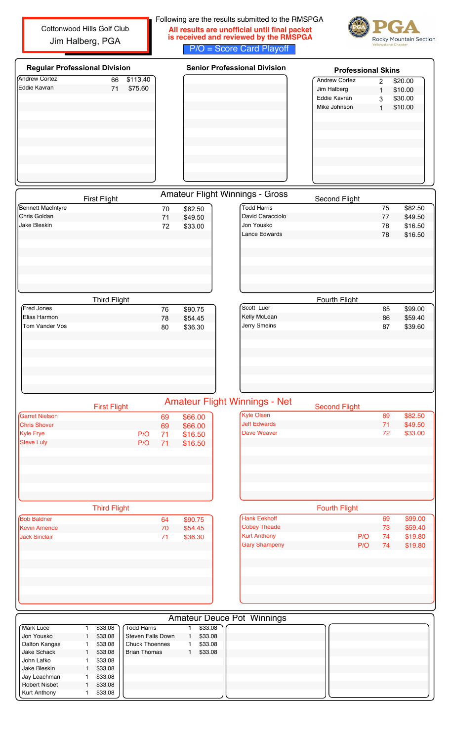Cottonwood Hills Golf Club

Jim Halberg, PGA

Following are the results submitted to the RMSPGA

**All results are unofficial until final packet is received and reviewed by the RMSPGA**

P/O = Score Card Playoff

PGA Rocky Mountain Section Yellowstone Chapter

## Regular Professional Division

| Name | Score | Winnings |
|---|---|---|
| Andrew Cortez | 66 | $113.40 |
| Eddie Kavran | 71 | $75.60 |

## Senior Professional Division

## Professional Skins

| Name | Skins | Winnings |
|---|---|---|
| Andrew Cortez | 2 | $20.00 |
| Jim Halberg | 1 | $10.00 |
| Eddie Kavran | 3 | $30.00 |
| Mike Johnson | 1 | $10.00 |

## Amateur Flight Winnings - Gross

### First Flight

| Name | Score | Winnings |
|---|---|---|
| Bennett MacIntyre | 70 | $82.50 |
| Chris Goldan | 71 | $49.50 |
| Jake Bleskin | 72 | $33.00 |

### Second Flight

| Name | Score | Winnings |
|---|---|---|
| Todd Harris | 75 | $82.50 |
| David Caracciolo | 77 | $49.50 |
| Jon Yousko | 78 | $16.50 |
| Lance Edwards | 78 | $16.50 |

### Third Flight

| Name | Score | Winnings |
|---|---|---|
| Fred Jones | 76 | $90.75 |
| Elias Harmon | 78 | $54.45 |
| Tom Vander Vos | 80 | $36.30 |

### Fourth Flight

| Name | Score | Winnings |
|---|---|---|
| Scott Luer | 85 | $99.00 |
| Kelly McLean | 86 | $59.40 |
| Jerry Smeins | 87 | $39.60 |

## Amateur Flight Winnings - Net

### First Flight

| Name | P/O | Score | Winnings |
|---|---|---|---|
| Garret Nielson | | 69 | $66.00 |
| Chris Shover | | 69 | $66.00 |
| Kyle Frye | P/O | 71 | $16.50 |
| Steve Luly | P/O | 71 | $16.50 |

### Second Flight

| Name | Score | Winnings |
|---|---|---|
| Kyle Olsen | 69 | $82.50 |
| Jeff Edwards | 71 | $49.50 |
| Dave Weaver | 72 | $33.00 |

### Third Flight

| Name | Score | Winnings |
|---|---|---|
| Bob Baldner | 64 | $90.75 |
| Kevin Amende | 70 | $54.45 |
| Jack Sinclair | 71 | $36.30 |

### Fourth Flight

| Name | P/O | Score | Winnings |
|---|---|---|---|
| Hank Eekhoff | | 69 | $99.00 |
| Cobey Theade | | 73 | $59.40 |
| Kurt Anthony | P/O | 74 | $19.80 |
| Gary Shampeny | P/O | 74 | $19.80 |

## Amateur Deuce Pot Winnings

| Name | Deuces | Winnings |
|---|---|---|
| Mark Luce | 1 | $33.08 |
| Jon Yousko | 1 | $33.08 |
| Dalton Kangas | 1 | $33.08 |
| Jake Schack | 1 | $33.08 |
| John Lafko | 1 | $33.08 |
| Jake Bleskin | 1 | $33.08 |
| Jay Leachman | 1 | $33.08 |
| Robert Nisbet | 1 | $33.08 |
| Kurt Anthony | 1 | $33.08 |
| Todd Harris | 1 | $33.08 |
| Steven Falls Down | 1 | $33.08 |
| Chuck Thoennes | 1 | $33.08 |
| Brian Thomas | 1 | $33.08 |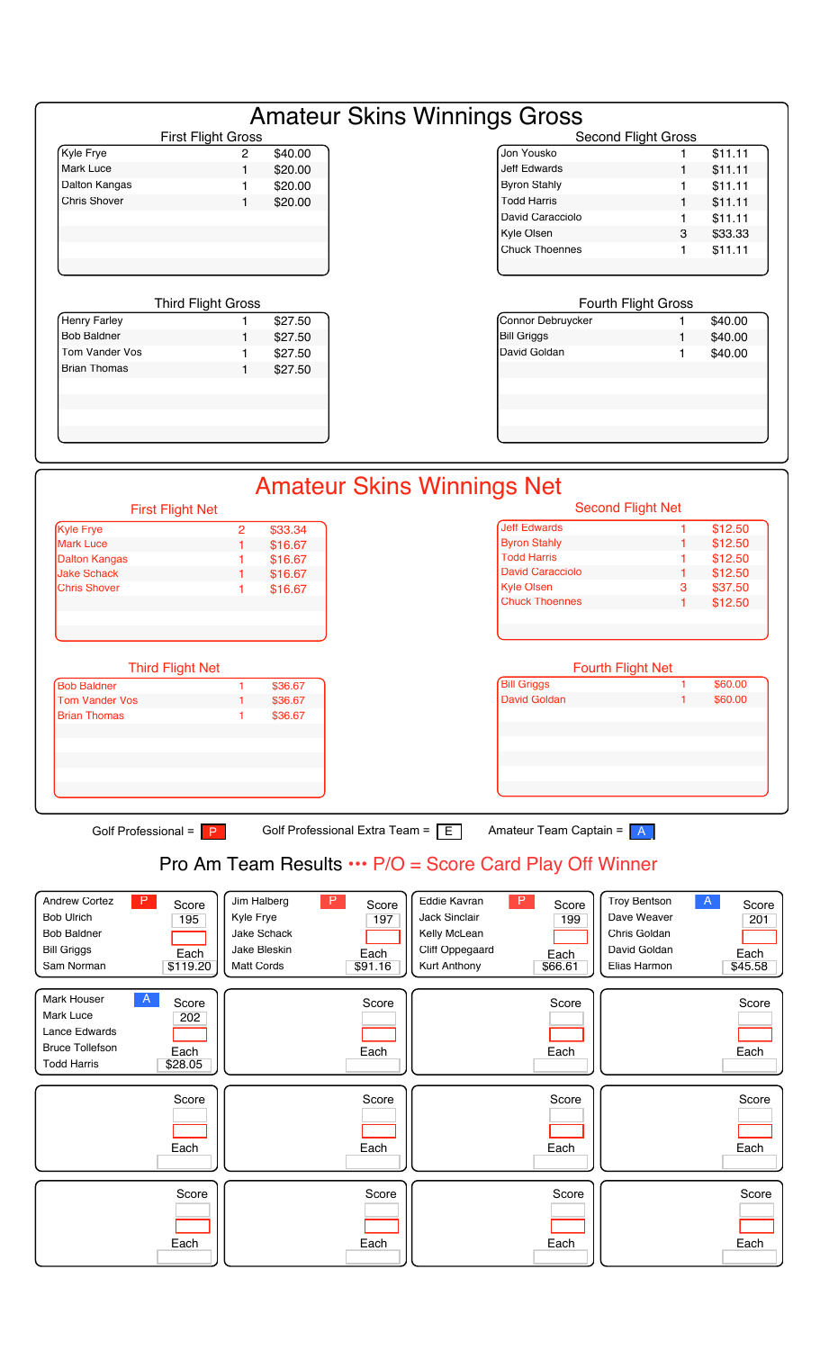# Amateur Skins Winnings Gross

### First Flight Gross

| | | |
|---|---|---|
| Kyle Frye | 2 | $40.00 |
| Mark Luce | 1 | $20.00 |
| Dalton Kangas | 1 | $20.00 |
| Chris Shover | 1 | $20.00 |

### Second Flight Gross

| | | |
|---|---|---|
| Jon Yousko | 1 | $11.11 |
| Jeff Edwards | 1 | $11.11 |
| Byron Stahly | 1 | $11.11 |
| Todd Harris | 1 | $11.11 |
| David Caracciolo | 1 | $11.11 |
| Kyle Olsen | 3 | $33.33 |
| Chuck Thoennes | 1 | $11.11 |

### Third Flight Gross

| | | |
|---|---|---|
| Henry Farley | 1 | $27.50 |
| Bob Baldner | 1 | $27.50 |
| Tom Vander Vos | 1 | $27.50 |
| Brian Thomas | 1 | $27.50 |

### Fourth Flight Gross

| | | |
|---|---|---|
| Connor Debruycker | 1 | $40.00 |
| Bill Griggs | 1 | $40.00 |
| David Goldan | 1 | $40.00 |

# Amateur Skins Winnings Net

### First Flight Net

| | | |
|---|---|---|
| Kyle Frye | 2 | $33.34 |
| Mark Luce | 1 | $16.67 |
| Dalton Kangas | 1 | $16.67 |
| Jake Schack | 1 | $16.67 |
| Chris Shover | 1 | $16.67 |

### Second Flight Net

| | | |
|---|---|---|
| Jeff Edwards | 1 | $12.50 |
| Byron Stahly | 1 | $12.50 |
| Todd Harris | 1 | $12.50 |
| David Caracciolo | 1 | $12.50 |
| Kyle Olsen | 3 | $37.50 |
| Chuck Thoennes | 1 | $12.50 |

### Third Flight Net

| | | |
|---|---|---|
| Bob Baldner | 1 | $36.67 |
| Tom Vander Vos | 1 | $36.67 |
| Brian Thomas | 1 | $36.67 |

### Fourth Flight Net

| | | |
|---|---|---|
| Bill Griggs | 1 | $60.00 |
| David Goldan | 1 | $60.00 |

Golf Professional = P   Golf Professional Extra Team = E   Amateur Team Captain = A

## Pro Am Team Results ••• P/O = Score Card Play Off Winner

| Team | Score | Each |
|---|---|---|
| Andrew Cortez (P), Bob Ulrich, Bob Baldner, Bill Griggs, Sam Norman | 195 | $119.20 |
| Jim Halberg (P), Kyle Frye, Jake Schack, Jake Bleskin, Matt Cords | 197 | $91.16 |
| Eddie Kavran (P), Jack Sinclair, Kelly McLean, Cliff Oppegaard, Kurt Anthony | 199 | $66.61 |
| Troy Bentson (A), Dave Weaver, Chris Goldan, David Goldan, Elias Harmon | 201 | $45.58 |
| Mark Houser (A), Mark Luce, Lance Edwards, Bruce Tollefson, Todd Harris | 202 | $28.05 |